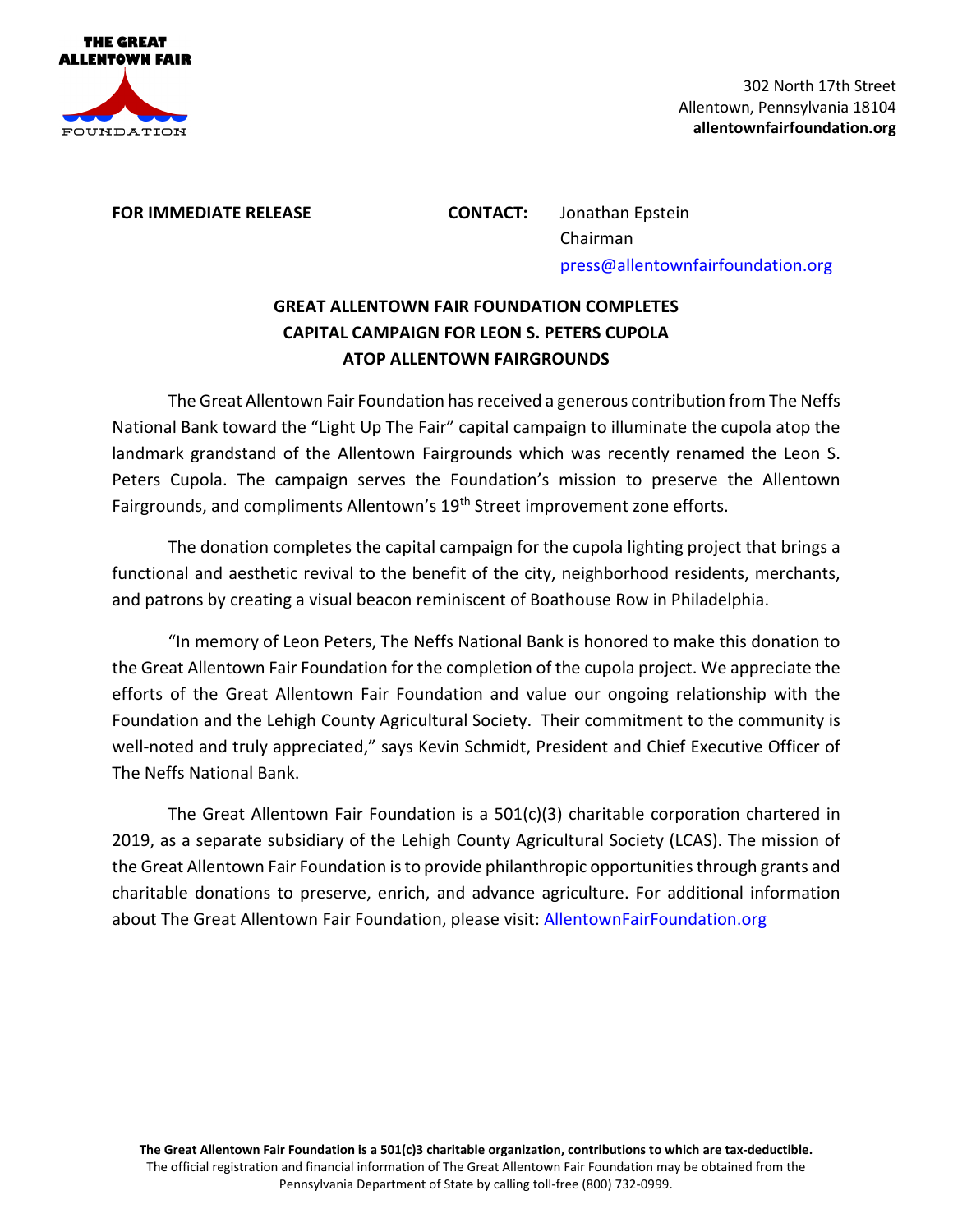THE GREAT ALLENTOWN FAIR FOUNDATION

302 North 17th Street
Allentown, Pennsylvania 18104
**allentownfairfoundation.org**

**FOR IMMEDIATE RELEASE**

**CONTACT:** Jonathan Epstein
Chairman
press@allentownfairfoundation.org

## GREAT ALLENTOWN FAIR FOUNDATION COMPLETES CAPITAL CAMPAIGN FOR LEON S. PETERS CUPOLA ATOP ALLENTOWN FAIRGROUNDS

The Great Allentown Fair Foundation has received a generous contribution from The Neffs National Bank toward the "Light Up The Fair" capital campaign to illuminate the cupola atop the landmark grandstand of the Allentown Fairgrounds which was recently renamed the Leon S. Peters Cupola. The campaign serves the Foundation's mission to preserve the Allentown Fairgrounds, and compliments Allentown's 19th Street improvement zone efforts.

The donation completes the capital campaign for the cupola lighting project that brings a functional and aesthetic revival to the benefit of the city, neighborhood residents, merchants, and patrons by creating a visual beacon reminiscent of Boathouse Row in Philadelphia.

"In memory of Leon Peters, The Neffs National Bank is honored to make this donation to the Great Allentown Fair Foundation for the completion of the cupola project. We appreciate the efforts of the Great Allentown Fair Foundation and value our ongoing relationship with the Foundation and the Lehigh County Agricultural Society. Their commitment to the community is well-noted and truly appreciated," says Kevin Schmidt, President and Chief Executive Officer of The Neffs National Bank.

The Great Allentown Fair Foundation is a 501(c)(3) charitable corporation chartered in 2019, as a separate subsidiary of the Lehigh County Agricultural Society (LCAS). The mission of the Great Allentown Fair Foundation is to provide philanthropic opportunities through grants and charitable donations to preserve, enrich, and advance agriculture. For additional information about The Great Allentown Fair Foundation, please visit: AllentownFairFoundation.org

**The Great Allentown Fair Foundation is a 501(c)3 charitable organization, contributions to which are tax-deductible.**
The official registration and financial information of The Great Allentown Fair Foundation may be obtained from the Pennsylvania Department of State by calling toll-free (800) 732-0999.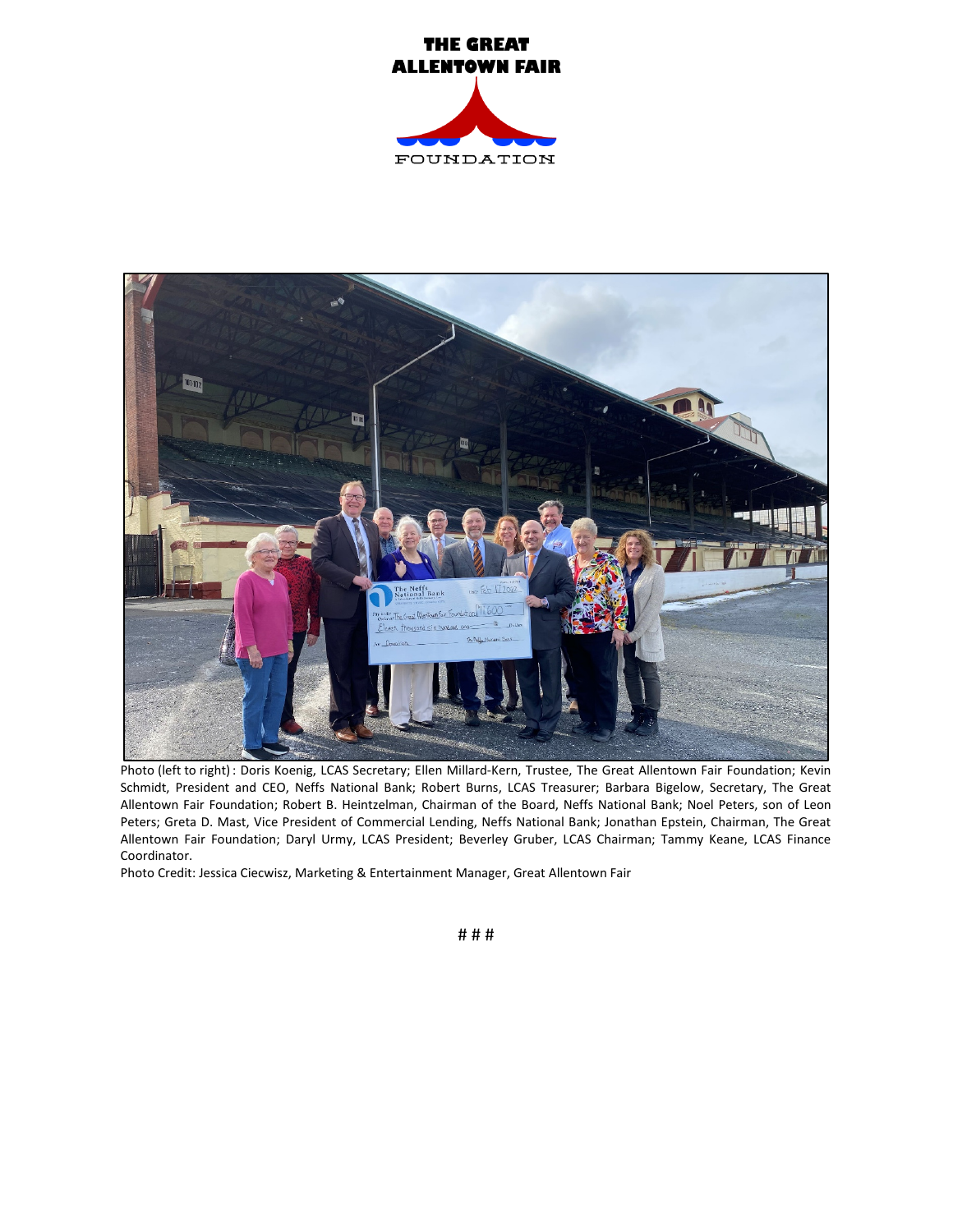THE GREAT ALLENTOWN FAIR

FOUNDATION

Photo (left to right): Doris Koenig, LCAS Secretary; Ellen Millard-Kern, Trustee, The Great Allentown Fair Foundation; Kevin Schmidt, President and CEO, Neffs National Bank; Robert Burns, LCAS Treasurer; Barbara Bigelow, Secretary, The Great Allentown Fair Foundation; Robert B. Heintzelman, Chairman of the Board, Neffs National Bank; Noel Peters, son of Leon Peters; Greta D. Mast, Vice President of Commercial Lending, Neffs National Bank; Jonathan Epstein, Chairman, The Great Allentown Fair Foundation; Daryl Urmy, LCAS President; Beverley Gruber, LCAS Chairman; Tammy Keane, LCAS Finance Coordinator.

Photo Credit: Jessica Ciecwisz, Marketing & Entertainment Manager, Great Allentown Fair

# # #